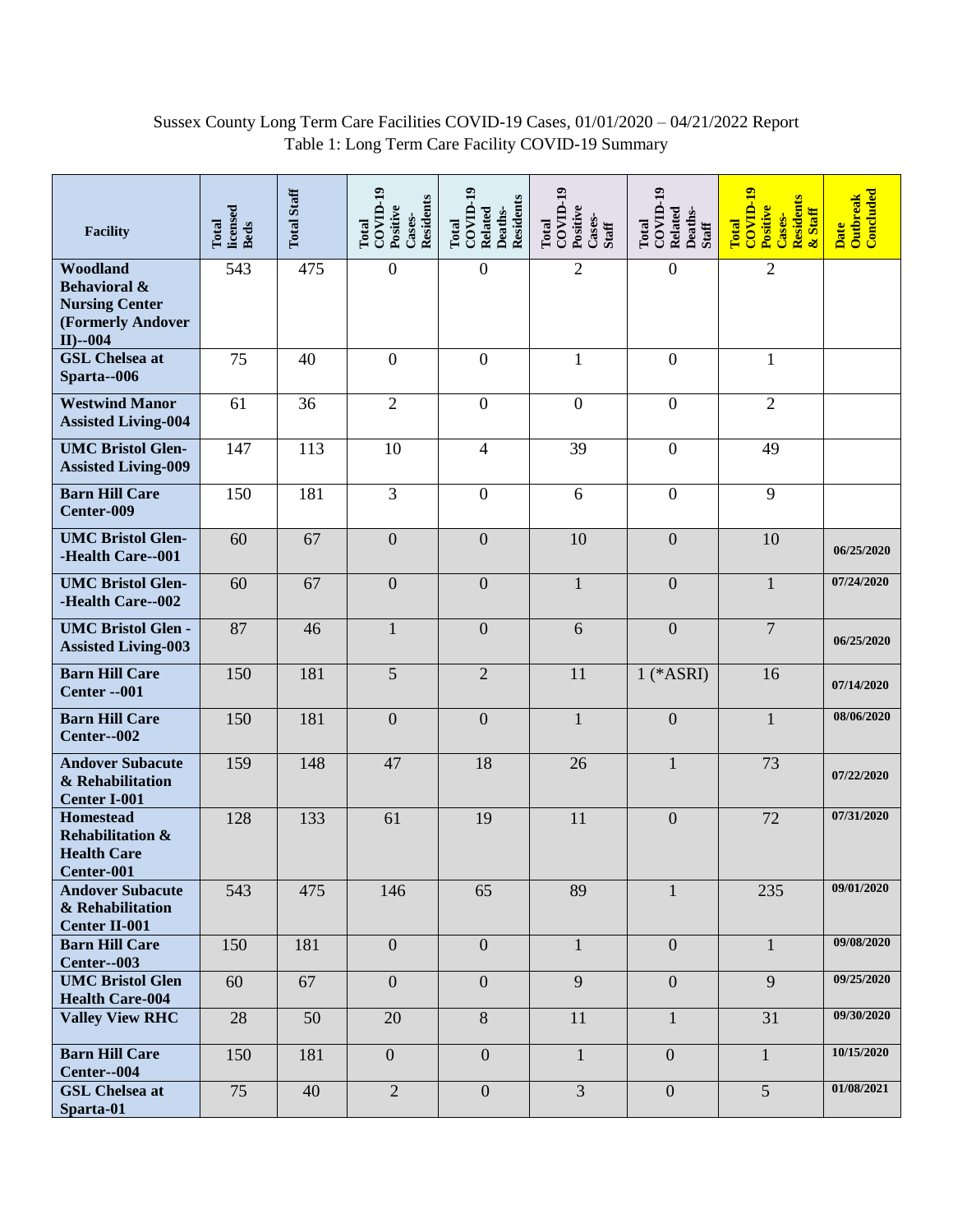Sussex County Long Term Care Facilities COVID-19 Cases, 01/01/2020 – 04/21/2022 Report

Table 1: Long Term Care Facility COVID-19 Summary

| Facility | Total licensed Beds | Total Staff | Total COVID-19 Positive Cases-Residents | Total COVID-19 Related Deaths-Residents | Total COVID-19 Positive Cases-Staff | Total COVID-19 Related Deaths-Staff | Total COVID-19 Positive Cases-Residents & Staff | Date Outbreak Concluded |
|---|---|---|---|---|---|---|---|---|
| **Woodland Behavioral & Nursing Center (Formerly Andover II)--004** | 543 | 475 | 0 | 0 | 2 | 0 | 2 | |
| **GSL Chelsea at Sparta--006** | 75 | 40 | 0 | 0 | 1 | 0 | 1 | |
| **Westwind Manor Assisted Living-004** | 61 | 36 | 2 | 0 | 0 | 0 | 2 | |
| **UMC Bristol Glen-Assisted Living-009** | 147 | 113 | 10 | 4 | 39 | 0 | 49 | |
| **Barn Hill Care Center-009** | 150 | 181 | 3 | 0 | 6 | 0 | 9 | |
| **UMC Bristol Glen--Health Care--001** | 60 | 67 | 0 | 0 | 10 | 0 | 10 | 06/25/2020 |
| **UMC Bristol Glen--Health Care--002** | 60 | 67 | 0 | 0 | 1 | 0 | 1 | 07/24/2020 |
| **UMC Bristol Glen - Assisted Living-003** | 87 | 46 | 1 | 0 | 6 | 0 | 7 | 06/25/2020 |
| **Barn Hill Care Center --001** | 150 | 181 | 5 | 2 | 11 | 1 (*ASRI) | 16 | 07/14/2020 |
| **Barn Hill Care Center--002** | 150 | 181 | 0 | 0 | 1 | 0 | 1 | 08/06/2020 |
| **Andover Subacute & Rehabilitation Center I-001** | 159 | 148 | 47 | 18 | 26 | 1 | 73 | 07/22/2020 |
| **Homestead Rehabilitation & Health Care Center-001** | 128 | 133 | 61 | 19 | 11 | 0 | 72 | 07/31/2020 |
| **Andover Subacute & Rehabilitation Center II-001** | 543 | 475 | 146 | 65 | 89 | 1 | 235 | 09/01/2020 |
| **Barn Hill Care Center--003** | 150 | 181 | 0 | 0 | 1 | 0 | 1 | 09/08/2020 |
| **UMC Bristol Glen Health Care-004** | 60 | 67 | 0 | 0 | 9 | 0 | 9 | 09/25/2020 |
| **Valley View RHC** | 28 | 50 | 20 | 8 | 11 | 1 | 31 | 09/30/2020 |
| **Barn Hill Care Center--004** | 150 | 181 | 0 | 0 | 1 | 0 | 1 | 10/15/2020 |
| **GSL Chelsea at Sparta-01** | 75 | 40 | 2 | 0 | 3 | 0 | 5 | 01/08/2021 |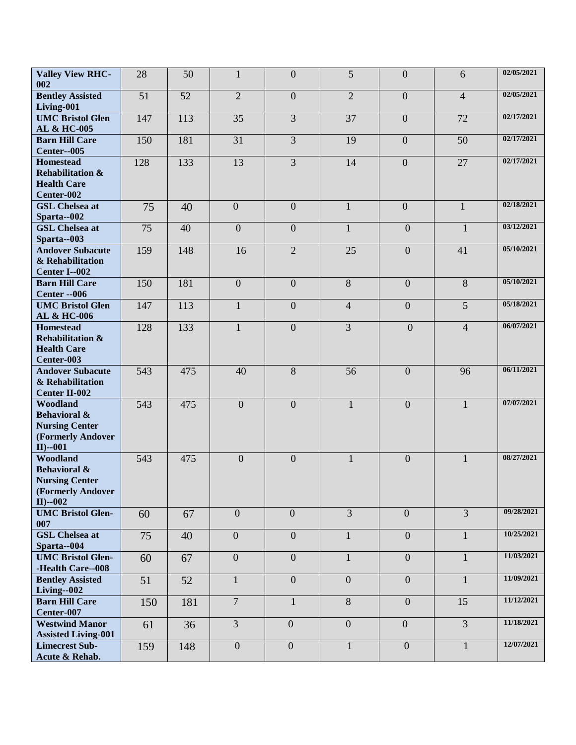| | | | | | | | | |
|---|---|---|---|---|---|---|---|---|
| **Valley View RHC-002** | 28 | 50 | 1 | 0 | 5 | 0 | 6 | **02/05/2021** |
| **Bentley Assisted Living-001** | 51 | 52 | 2 | 0 | 2 | 0 | 4 | **02/05/2021** |
| **UMC Bristol Glen AL & HC-005** | 147 | 113 | 35 | 3 | 37 | 0 | 72 | **02/17/2021** |
| **Barn Hill Care Center--005** | 150 | 181 | 31 | 3 | 19 | 0 | 50 | **02/17/2021** |
| **Homestead Rehabilitation & Health Care Center-002** | 128 | 133 | 13 | 3 | 14 | 0 | 27 | **02/17/2021** |
| **GSL Chelsea at Sparta--002** | 75 | 40 | 0 | 0 | 1 | 0 | 1 | **02/18/2021** |
| **GSL Chelsea at Sparta--003** | 75 | 40 | 0 | 0 | 1 | 0 | 1 | **03/12/2021** |
| **Andover Subacute & Rehabilitation Center I--002** | 159 | 148 | 16 | 2 | 25 | 0 | 41 | **05/10/2021** |
| **Barn Hill Care Center --006** | 150 | 181 | 0 | 0 | 8 | 0 | 8 | **05/10/2021** |
| **UMC Bristol Glen AL & HC-006** | 147 | 113 | 1 | 0 | 4 | 0 | 5 | **05/18/2021** |
| **Homestead Rehabilitation & Health Care Center-003** | 128 | 133 | 1 | 0 | 3 | 0 | 4 | **06/07/2021** |
| **Andover Subacute & Rehabilitation Center II-002** | 543 | 475 | 40 | 8 | 56 | 0 | 96 | **06/11/2021** |
| **Woodland Behavioral & Nursing Center (Formerly Andover II)--001** | 543 | 475 | 0 | 0 | 1 | 0 | 1 | **07/07/2021** |
| **Woodland Behavioral & Nursing Center (Formerly Andover II)--002** | 543 | 475 | 0 | 0 | 1 | 0 | 1 | **08/27/2021** |
| **UMC Bristol Glen-007** | 60 | 67 | 0 | 0 | 3 | 0 | 3 | **09/28/2021** |
| **GSL Chelsea at Sparta--004** | 75 | 40 | 0 | 0 | 1 | 0 | 1 | **10/25/2021** |
| **UMC Bristol Glen--Health Care--008** | 60 | 67 | 0 | 0 | 1 | 0 | 1 | **11/03/2021** |
| **Bentley Assisted Living--002** | 51 | 52 | 1 | 0 | 0 | 0 | 1 | **11/09/2021** |
| **Barn Hill Care Center-007** | 150 | 181 | 7 | 1 | 8 | 0 | 15 | **11/12/2021** |
| **Westwind Manor Assisted Living-001** | 61 | 36 | 3 | 0 | 0 | 0 | 3 | **11/18/2021** |
| **Limecrest Sub-Acute & Rehab.** | 159 | 148 | 0 | 0 | 1 | 0 | 1 | **12/07/2021** |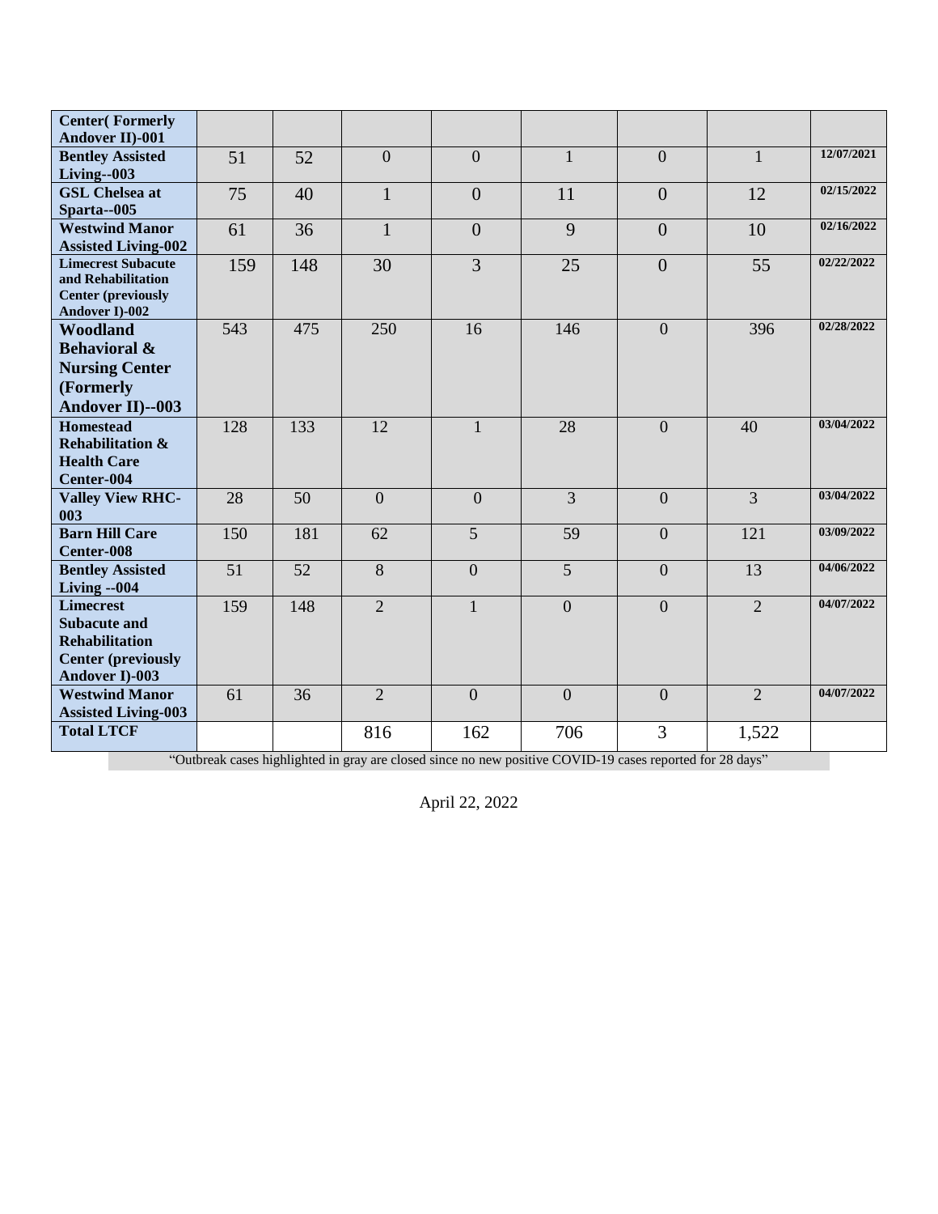| | | | | | | | | |
|---|---|---|---|---|---|---|---|---|
| **Center( Formerly Andover II)-001** | | | | | | | | |
| **Bentley Assisted Living--003** | 51 | 52 | 0 | 0 | 1 | 0 | 1 | 12/07/2021 |
| **GSL Chelsea at Sparta--005** | 75 | 40 | 1 | 0 | 11 | 0 | 12 | 02/15/2022 |
| **Westwind Manor Assisted Living-002** | 61 | 36 | 1 | 0 | 9 | 0 | 10 | 02/16/2022 |
| **Limecrest Subacute and Rehabilitation Center (previously Andover I)-002** | 159 | 148 | 30 | 3 | 25 | 0 | 55 | 02/22/2022 |
| **Woodland Behavioral & Nursing Center (Formerly Andover II)--003** | 543 | 475 | 250 | 16 | 146 | 0 | 396 | 02/28/2022 |
| **Homestead Rehabilitation & Health Care Center-004** | 128 | 133 | 12 | 1 | 28 | 0 | 40 | 03/04/2022 |
| **Valley View RHC-003** | 28 | 50 | 0 | 0 | 3 | 0 | 3 | 03/04/2022 |
| **Barn Hill Care Center-008** | 150 | 181 | 62 | 5 | 59 | 0 | 121 | 03/09/2022 |
| **Bentley Assisted Living --004** | 51 | 52 | 8 | 0 | 5 | 0 | 13 | 04/06/2022 |
| **Limecrest Subacute and Rehabilitation Center (previously Andover I)-003** | 159 | 148 | 2 | 1 | 0 | 0 | 2 | 04/07/2022 |
| **Westwind Manor Assisted Living-003** | 61 | 36 | 2 | 0 | 0 | 0 | 2 | 04/07/2022 |
| **Total LTCF** | | | 816 | 162 | 706 | 3 | 1,522 | |

"Outbreak cases highlighted in gray are closed since no new positive COVID-19 cases reported for 28 days"

April 22, 2022